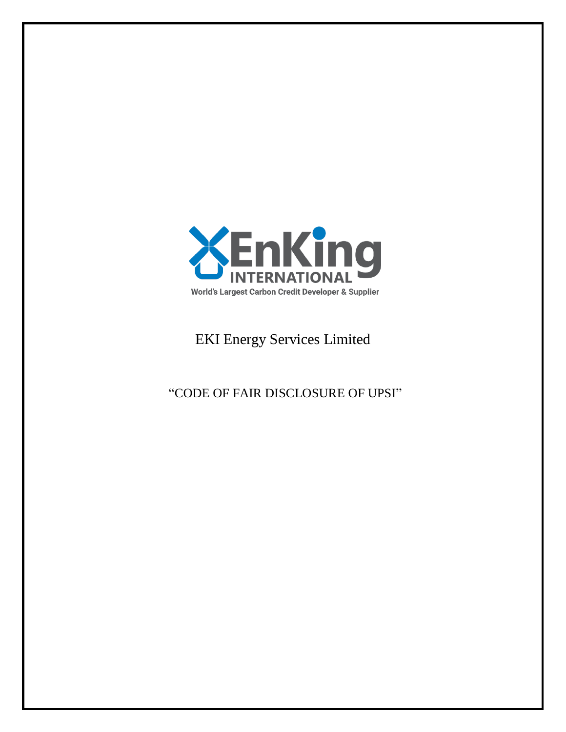EnKing INTERNATIONAL

World's Largest Carbon Credit Developer & Supplier

# EKI Energy Services Limited

## "CODE OF FAIR DISCLOSURE OF UPSI"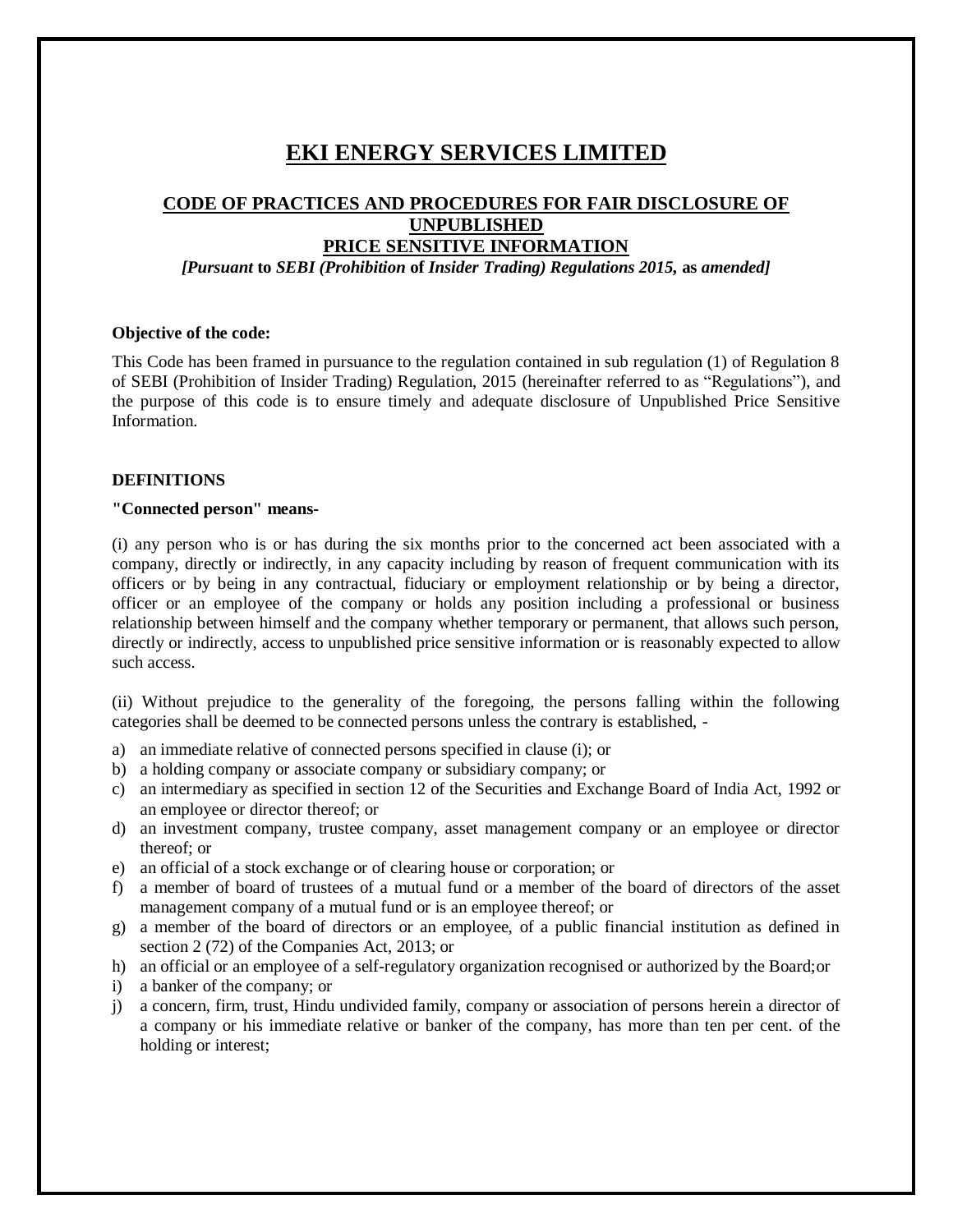# EKI ENERGY SERVICES LIMITED

## CODE OF PRACTICES AND PROCEDURES FOR FAIR DISCLOSURE OF UNPUBLISHED PRICE SENSITIVE INFORMATION

***[Pursuant* to *SEBI (Prohibition* of *Insider Trading) Regulations 2015,* as *amended]***

**Objective of the code:**

This Code has been framed in pursuance to the regulation contained in sub regulation (1) of Regulation 8 of SEBI (Prohibition of Insider Trading) Regulation, 2015 (hereinafter referred to as "Regulations"), and the purpose of this code is to ensure timely and adequate disclosure of Unpublished Price Sensitive Information.

**DEFINITIONS**

**"Connected person" means-**

(i) any person who is or has during the six months prior to the concerned act been associated with a company, directly or indirectly, in any capacity including by reason of frequent communication with its officers or by being in any contractual, fiduciary or employment relationship or by being a director, officer or an employee of the company or holds any position including a professional or business relationship between himself and the company whether temporary or permanent, that allows such person, directly or indirectly, access to unpublished price sensitive information or is reasonably expected to allow such access.

(ii) Without prejudice to the generality of the foregoing, the persons falling within the following categories shall be deemed to be connected persons unless the contrary is established, -

a) an immediate relative of connected persons specified in clause (i); or
b) a holding company or associate company or subsidiary company; or
c) an intermediary as specified in section 12 of the Securities and Exchange Board of India Act, 1992 or an employee or director thereof; or
d) an investment company, trustee company, asset management company or an employee or director thereof; or
e) an official of a stock exchange or of clearing house or corporation; or
f) a member of board of trustees of a mutual fund or a member of the board of directors of the asset management company of a mutual fund or is an employee thereof; or
g) a member of the board of directors or an employee, of a public financial institution as defined in section 2 (72) of the Companies Act, 2013; or
h) an official or an employee of a self-regulatory organization recognised or authorized by the Board;or
i) a banker of the company; or
j) a concern, firm, trust, Hindu undivided family, company or association of persons herein a director of a company or his immediate relative or banker of the company, has more than ten per cent. of the holding or interest;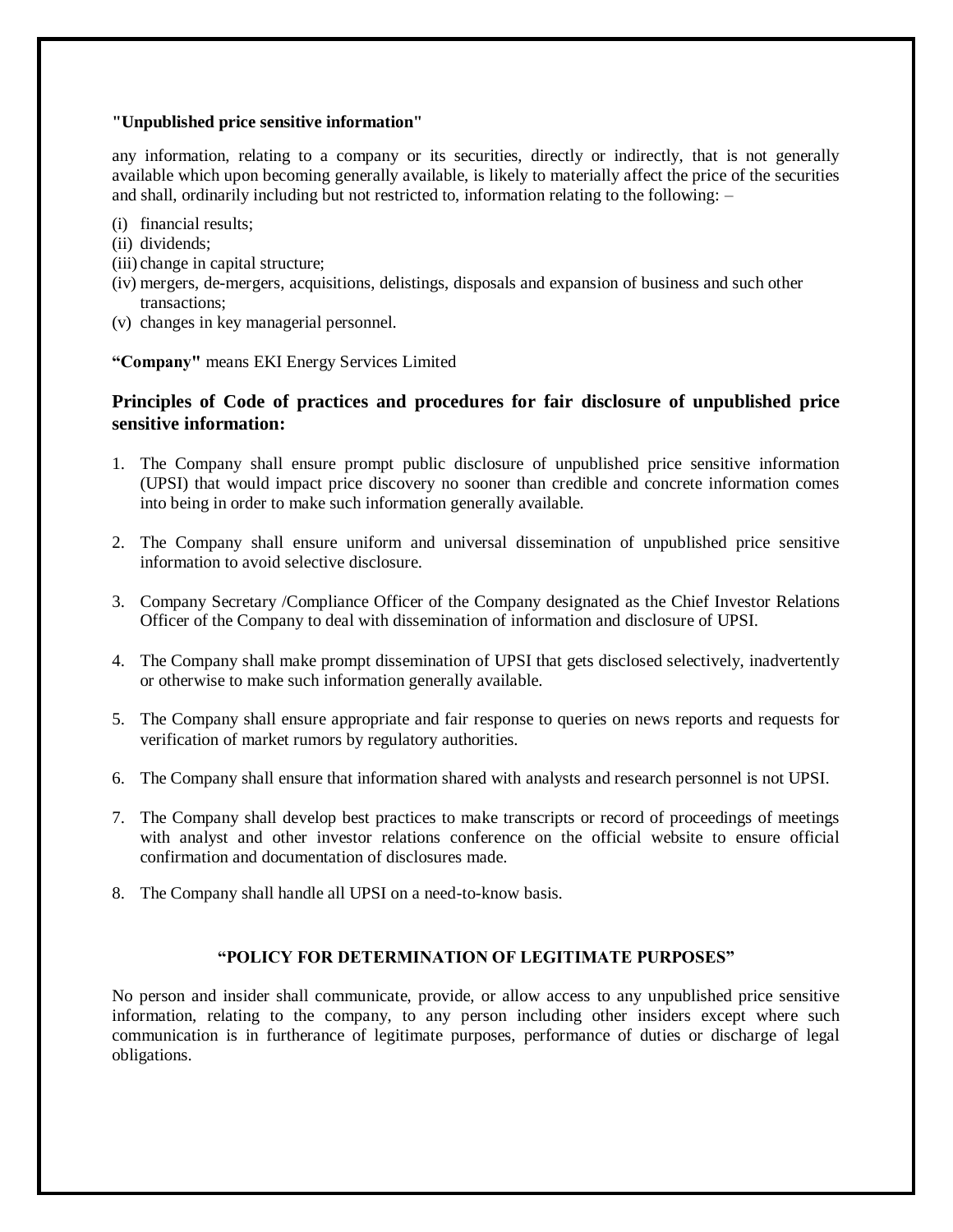**"Unpublished price sensitive information"**

any information, relating to a company or its securities, directly or indirectly, that is not generally available which upon becoming generally available, is likely to materially affect the price of the securities and shall, ordinarily including but not restricted to, information relating to the following: –

(i) financial results;
(ii) dividends;
(iii) change in capital structure;
(iv) mergers, de-mergers, acquisitions, delistings, disposals and expansion of business and such other transactions;
(v) changes in key managerial personnel.

**"Company"** means EKI Energy Services Limited

## Principles of Code of practices and procedures for fair disclosure of unpublished price sensitive information:

1. The Company shall ensure prompt public disclosure of unpublished price sensitive information (UPSI) that would impact price discovery no sooner than credible and concrete information comes into being in order to make such information generally available.

2. The Company shall ensure uniform and universal dissemination of unpublished price sensitive information to avoid selective disclosure.

3. Company Secretary /Compliance Officer of the Company designated as the Chief Investor Relations Officer of the Company to deal with dissemination of information and disclosure of UPSI.

4. The Company shall make prompt dissemination of UPSI that gets disclosed selectively, inadvertently or otherwise to make such information generally available.

5. The Company shall ensure appropriate and fair response to queries on news reports and requests for verification of market rumors by regulatory authorities.

6. The Company shall ensure that information shared with analysts and research personnel is not UPSI.

7. The Company shall develop best practices to make transcripts or record of proceedings of meetings with analyst and other investor relations conference on the official website to ensure official confirmation and documentation of disclosures made.

8. The Company shall handle all UPSI on a need-to-know basis.

### "POLICY FOR DETERMINATION OF LEGITIMATE PURPOSES"

No person and insider shall communicate, provide, or allow access to any unpublished price sensitive information, relating to the company, to any person including other insiders except where such communication is in furtherance of legitimate purposes, performance of duties or discharge of legal obligations.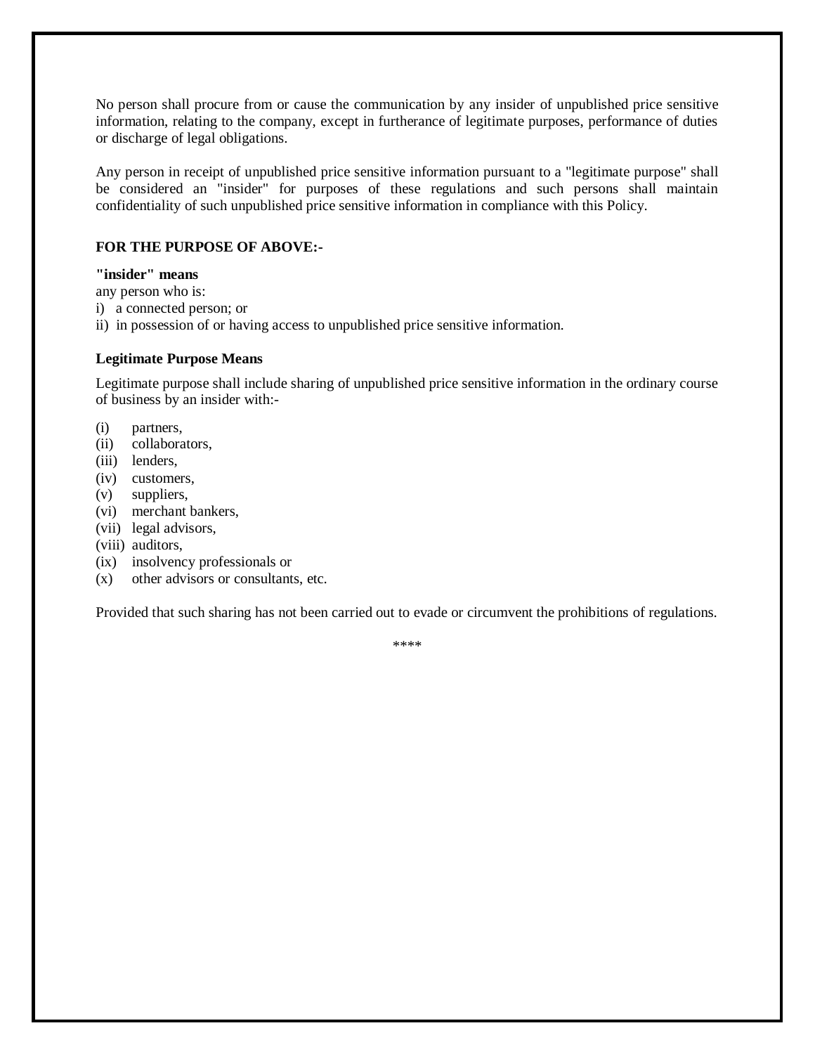No person shall procure from or cause the communication by any insider of unpublished price sensitive information, relating to the company, except in furtherance of legitimate purposes, performance of duties or discharge of legal obligations.

Any person in receipt of unpublished price sensitive information pursuant to a "legitimate purpose" shall be considered an "insider" for purposes of these regulations and such persons shall maintain confidentiality of such unpublished price sensitive information in compliance with this Policy.

**FOR THE PURPOSE OF ABOVE:-**

**"insider" means**

any person who is:

i) a connected person; or
ii) in possession of or having access to unpublished price sensitive information.

**Legitimate Purpose Means**

Legitimate purpose shall include sharing of unpublished price sensitive information in the ordinary course of business by an insider with:-

(i) partners,
(ii) collaborators,
(iii) lenders,
(iv) customers,
(v) suppliers,
(vi) merchant bankers,
(vii) legal advisors,
(viii) auditors,
(ix) insolvency professionals or
(x) other advisors or consultants, etc.

Provided that such sharing has not been carried out to evade or circumvent the prohibitions of regulations.

****